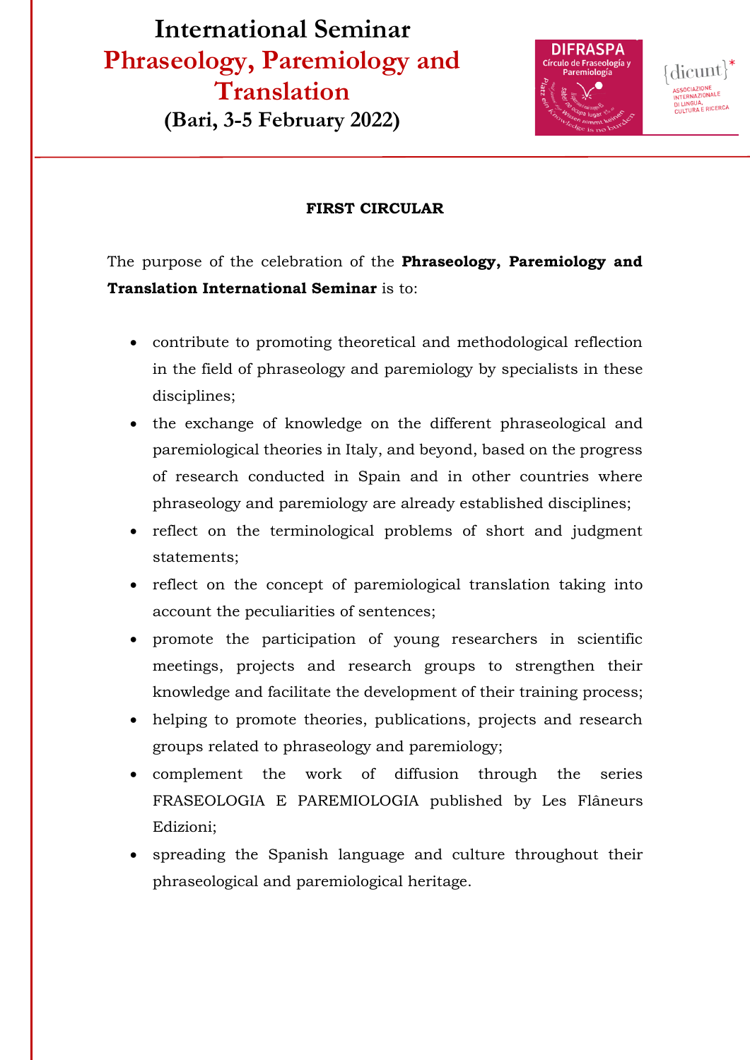# International Seminar
# Phraseology, Paremiology and Translation
## (Bari, 3-5 February 2022)

**FIRST CIRCULAR**

The purpose of the celebration of the **Phraseology, Paremiology and Translation International Seminar** is to:

- contribute to promoting theoretical and methodological reflection in the field of phraseology and paremiology by specialists in these disciplines;
- the exchange of knowledge on the different phraseological and paremiological theories in Italy, and beyond, based on the progress of research conducted in Spain and in other countries where phraseology and paremiology are already established disciplines;
- reflect on the terminological problems of short and judgment statements;
- reflect on the concept of paremiological translation taking into account the peculiarities of sentences;
- promote the participation of young researchers in scientific meetings, projects and research groups to strengthen their knowledge and facilitate the development of their training process;
- helping to promote theories, publications, projects and research groups related to phraseology and paremiology;
- complement the work of diffusion through the series FRASEOLOGIA E PAREMIOLOGIA published by Les Flâneurs Edizioni;
- spreading the Spanish language and culture throughout their phraseological and paremiological heritage.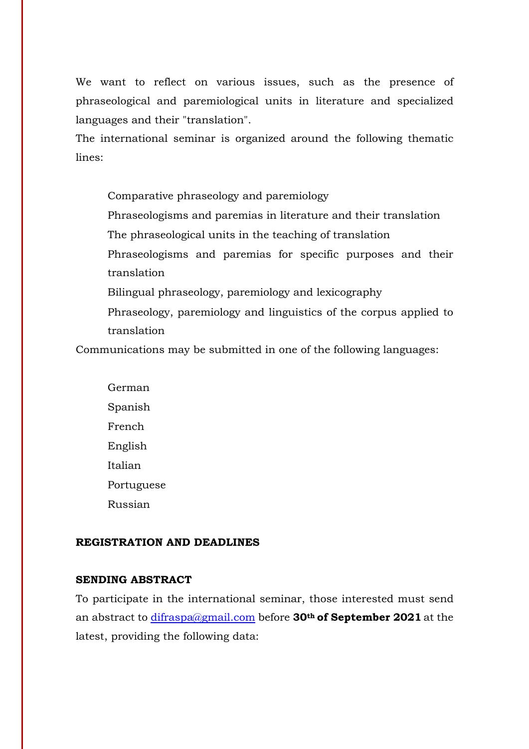We want to reflect on various issues, such as the presence of phraseological and paremiological units in literature and specialized languages and their "translation".

The international seminar is organized around the following thematic lines:

- Comparative phraseology and paremiology
- Phraseologisms and paremias in literature and their translation
- The phraseological units in the teaching of translation
- Phraseologisms and paremias for specific purposes and their translation
- Bilingual phraseology, paremiology and lexicography
- Phraseology, paremiology and linguistics of the corpus applied to translation

Communications may be submitted in one of the following languages:

- German
- Spanish
- French
- English
- Italian
- Portuguese
- Russian

**REGISTRATION AND DEADLINES**

**SENDING ABSTRACT**

To participate in the international seminar, those interested must send an abstract to difraspa@gmail.com before **30th of September 2021** at the latest, providing the following data: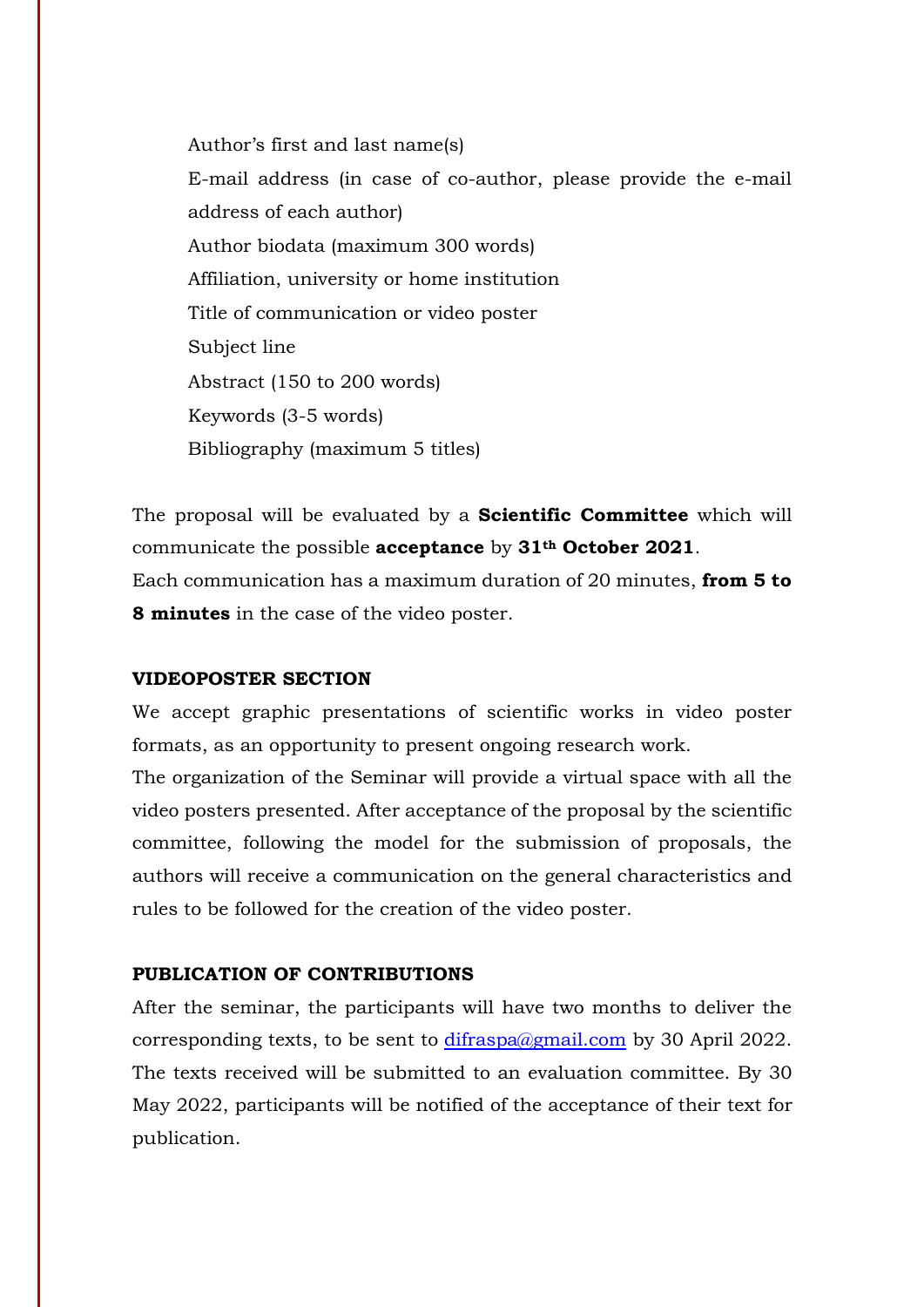- Author's first and last name(s)
- E-mail address (in case of co-author, please provide the e-mail address of each author)
- Author biodata (maximum 300 words)
- Affiliation, university or home institution
- Title of communication or video poster
- Subject line
- Abstract (150 to 200 words)
- Keywords (3-5 words)
- Bibliography (maximum 5 titles)

The proposal will be evaluated by a **Scientific Committee** which will communicate the possible **acceptance** by **31th October 2021**.
Each communication has a maximum duration of 20 minutes, **from 5 to 8 minutes** in the case of the video poster.

**VIDEOPOSTER SECTION**

We accept graphic presentations of scientific works in video poster formats, as an opportunity to present ongoing research work.
The organization of the Seminar will provide a virtual space with all the video posters presented. After acceptance of the proposal by the scientific committee, following the model for the submission of proposals, the authors will receive a communication on the general characteristics and rules to be followed for the creation of the video poster.

**PUBLICATION OF CONTRIBUTIONS**

After the seminar, the participants will have two months to deliver the corresponding texts, to be sent to difraspa@gmail.com by 30 April 2022. The texts received will be submitted to an evaluation committee. By 30 May 2022, participants will be notified of the acceptance of their text for publication.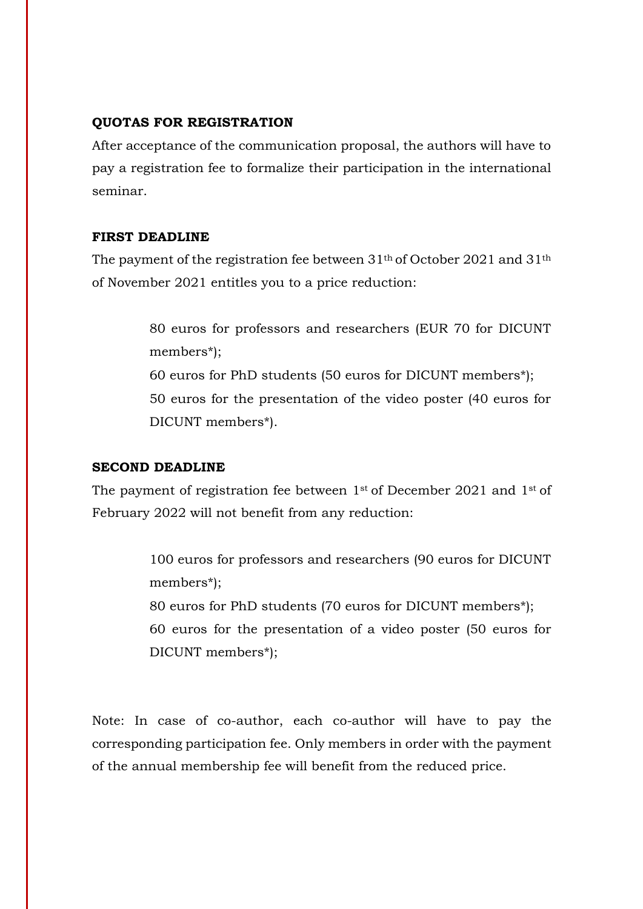**QUOTAS FOR REGISTRATION**

After acceptance of the communication proposal, the authors will have to pay a registration fee to formalize their participation in the international seminar.

**FIRST DEADLINE**

The payment of the registration fee between 31th of October 2021 and 31th of November 2021 entitles you to a price reduction:

> 80 euros for professors and researchers (EUR 70 for DICUNT members*);
> 60 euros for PhD students (50 euros for DICUNT members*);
> 50 euros for the presentation of the video poster (40 euros for DICUNT members*).

**SECOND DEADLINE**

The payment of registration fee between 1st of December 2021 and 1st of February 2022 will not benefit from any reduction:

> 100 euros for professors and researchers (90 euros for DICUNT members*);
> 80 euros for PhD students (70 euros for DICUNT members*);
> 60 euros for the presentation of a video poster (50 euros for DICUNT members*);

Note: In case of co-author, each co-author will have to pay the corresponding participation fee. Only members in order with the payment of the annual membership fee will benefit from the reduced price.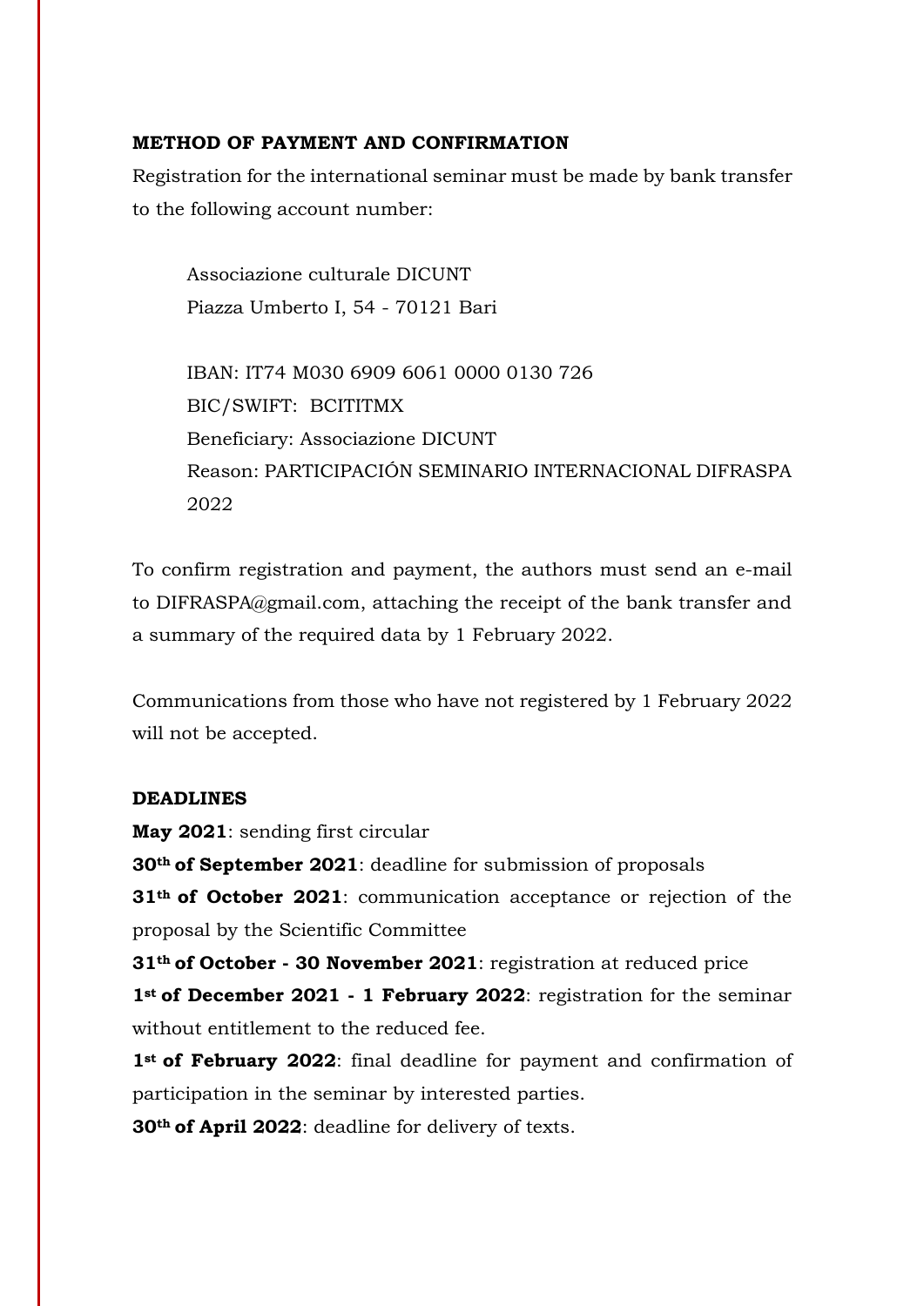**METHOD OF PAYMENT AND CONFIRMATION**

Registration for the international seminar must be made by bank transfer to the following account number:

Associazione culturale DICUNT
Piazza Umberto I, 54 - 70121 Bari

IBAN: IT74 M030 6909 6061 0000 0130 726
BIC/SWIFT: BCITITMX
Beneficiary: Associazione DICUNT
Reason: PARTICIPACIÓN SEMINARIO INTERNACIONAL DIFRASPA 2022

To confirm registration and payment, the authors must send an e-mail to DIFRASPA@gmail.com, attaching the receipt of the bank transfer and a summary of the required data by 1 February 2022.

Communications from those who have not registered by 1 February 2022 will not be accepted.

**DEADLINES**

**May 2021**: sending first circular

**30th of September 2021**: deadline for submission of proposals

**31th of October 2021**: communication acceptance or rejection of the proposal by the Scientific Committee

**31th of October - 30 November 2021**: registration at reduced price

**1st of December 2021 - 1 February 2022**: registration for the seminar without entitlement to the reduced fee.

**1st of February 2022**: final deadline for payment and confirmation of participation in the seminar by interested parties.

**30th of April 2022**: deadline for delivery of texts.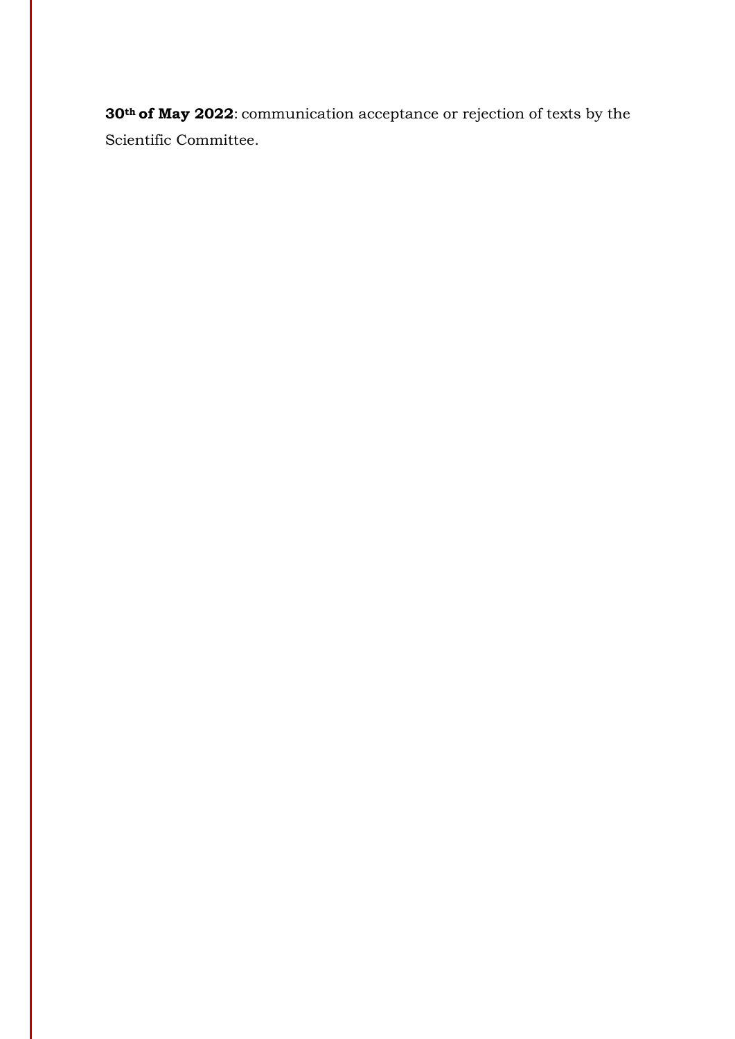**30th of May 2022**: communication acceptance or rejection of texts by the Scientific Committee.